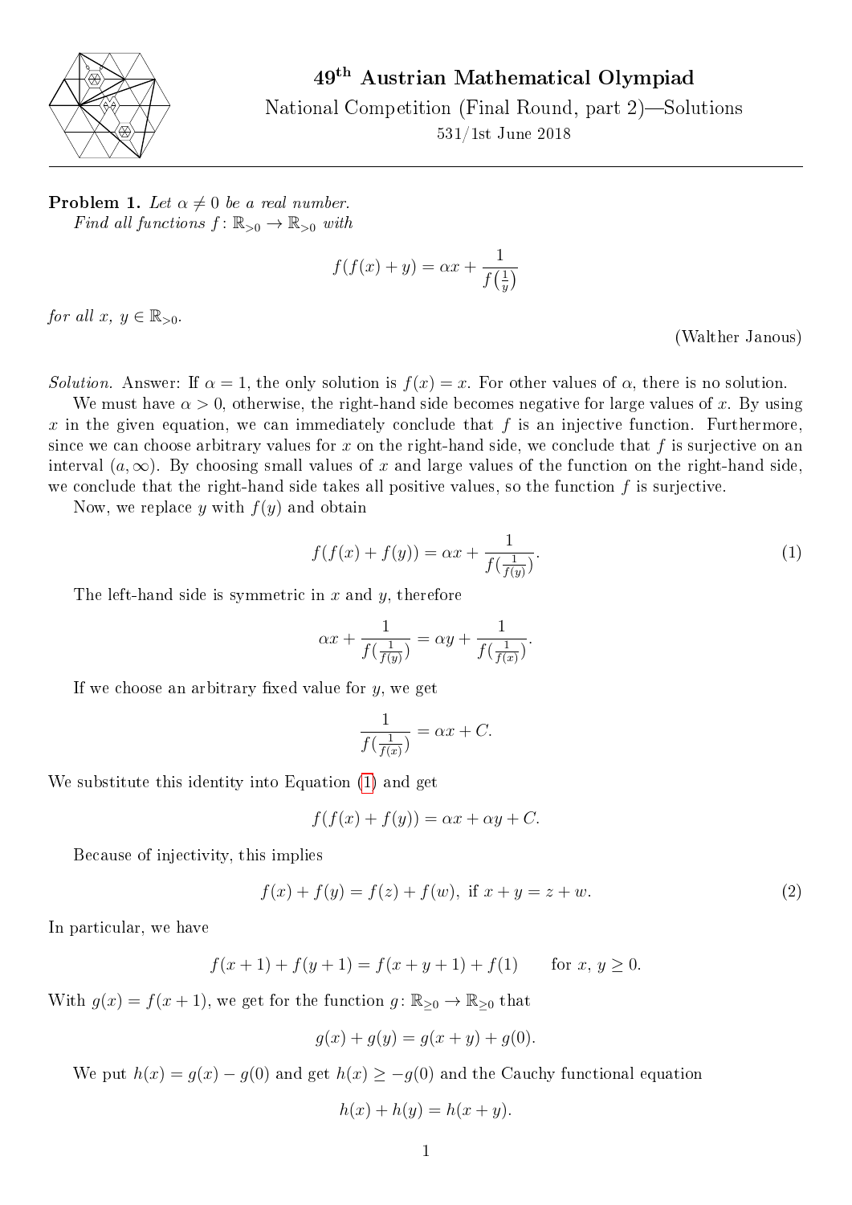# 49th Austrian Mathematical Olympiad

National Competition (Final Round, part 2)—Solutions

531/1st June 2018

**Problem 1.** *Let $\alpha \neq 0$ be a real number.*
*Find all functions $f\colon \mathbb{R}_{>0} \to \mathbb{R}_{>0}$ with*

$$f(f(x)+y) = \alpha x + \frac{1}{f\left(\frac{1}{y}\right)}$$

*for all $x$, $y \in \mathbb{R}_{>0}$.*

(Walther Janous)

*Solution.* Answer: If $\alpha = 1$, the only solution is $f(x) = x$. For other values of $\alpha$, there is no solution.

We must have $\alpha > 0$, otherwise, the right-hand side becomes negative for large values of $x$. By using $x$ in the given equation, we can immediately conclude that $f$ is an injective function. Furthermore, since we can choose arbitrary values for $x$ on the right-hand side, we conclude that $f$ is surjective on an interval $(a, \infty)$. By choosing small values of $x$ and large values of the function on the right-hand side, we conclude that the right-hand side takes all positive values, so the function $f$ is surjective.

Now, we replace $y$ with $f(y)$ and obtain

$$f(f(x)+f(y)) = \alpha x + \frac{1}{f(\frac{1}{f(y)})}. \tag{1}$$

The left-hand side is symmetric in $x$ and $y$, therefore

$$\alpha x + \frac{1}{f(\frac{1}{f(y)})} = \alpha y + \frac{1}{f(\frac{1}{f(x)})}.$$

If we choose an arbitrary fixed value for $y$, we get

$$\frac{1}{f(\frac{1}{f(x)})} = \alpha x + C.$$

We substitute this identity into Equation (1) and get

$$f(f(x)+f(y)) = \alpha x + \alpha y + C.$$

Because of injectivity, this implies

$$f(x) + f(y) = f(z) + f(w), \text{ if } x + y = z + w. \tag{2}$$

In particular, we have

$$f(x+1) + f(y+1) = f(x+y+1) + f(1) \qquad \text{for } x,\ y \geq 0.$$

With $g(x) = f(x+1)$, we get for the function $g\colon \mathbb{R}_{\geq 0} \to \mathbb{R}_{\geq 0}$ that

$$g(x) + g(y) = g(x+y) + g(0).$$

We put $h(x) = g(x) - g(0)$ and get $h(x) \geq -g(0)$ and the Cauchy functional equation

$$h(x) + h(y) = h(x+y).$$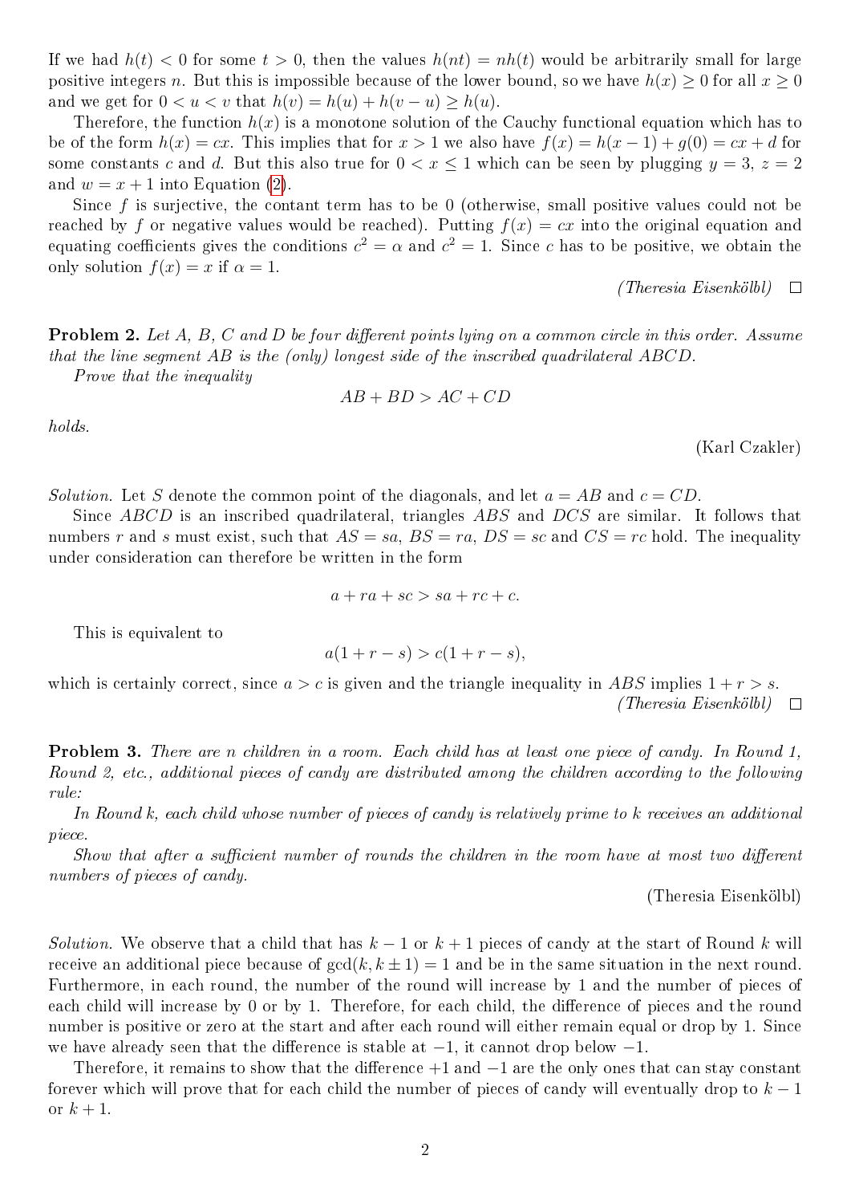If we had $h(t) < 0$ for some $t > 0$, then the values $h(nt) = nh(t)$ would be arbitrarily small for large positive integers $n$. But this is impossible because of the lower bound, so we have $h(x) \geq 0$ for all $x \geq 0$ and we get for $0 < u < v$ that $h(v) = h(u) + h(v-u) \geq h(u)$.

Therefore, the function $h(x)$ is a monotone solution of the Cauchy functional equation which has to be of the form $h(x) = cx$. This implies that for $x > 1$ we also have $f(x) = h(x-1) + g(0) = cx + d$ for some constants $c$ and $d$. But this also true for $0 < x \leq 1$ which can be seen by plugging $y = 3$, $z = 2$ and $w = x + 1$ into Equation (2).

Since $f$ is surjective, the contant term has to be 0 (otherwise, small positive values could not be reached by $f$ or negative values would be reached). Putting $f(x) = cx$ into the original equation and equating coefficients gives the conditions $c^2 = \alpha$ and $c^2 = 1$. Since $c$ has to be positive, we obtain the only solution $f(x) = x$ if $\alpha = 1$.

*(Theresia Eisenkölbl)* □

**Problem 2.** *Let $A$, $B$, $C$ and $D$ be four different points lying on a common circle in this order. Assume that the line segment $AB$ is the (only) longest side of the inscribed quadrilateral $ABCD$.*

*Prove that the inequality*

$$AB + BD > AC + CD$$

*holds.*

(Karl Czakler)

*Solution.* Let $S$ denote the common point of the diagonals, and let $a = AB$ and $c = CD$.

Since $ABCD$ is an inscribed quadrilateral, triangles $ABS$ and $DCS$ are similar. It follows that numbers $r$ and $s$ must exist, such that $AS = sa$, $BS = ra$, $DS = sc$ and $CS = rc$ hold. The inequality under consideration can therefore be written in the form

$$a + ra + sc > sa + rc + c.$$

This is equivalent to

$$a(1 + r - s) > c(1 + r - s),$$

which is certainly correct, since $a > c$ is given and the triangle inequality in $ABS$ implies $1 + r > s$.

*(Theresia Eisenkölbl)* □

**Problem 3.** *There are $n$ children in a room. Each child has at least one piece of candy. In Round 1, Round 2, etc., additional pieces of candy are distributed among the children according to the following rule:*

*In Round $k$, each child whose number of pieces of candy is relatively prime to $k$ receives an additional piece.*

*Show that after a sufficient number of rounds the children in the room have at most two different numbers of pieces of candy.*

(Theresia Eisenkölbl)

*Solution.* We observe that a child that has $k - 1$ or $k + 1$ pieces of candy at the start of Round $k$ will receive an additional piece because of $\gcd(k, k \pm 1) = 1$ and be in the same situation in the next round. Furthermore, in each round, the number of the round will increase by 1 and the number of pieces of each child will increase by 0 or by 1. Therefore, for each child, the difference of pieces and the round number is positive or zero at the start and after each round will either remain equal or drop by 1. Since we have already seen that the difference is stable at $-1$, it cannot drop below $-1$.

Therefore, it remains to show that the difference $+1$ and $-1$ are the only ones that can stay constant forever which will prove that for each child the number of pieces of candy will eventually drop to $k - 1$ or $k + 1$.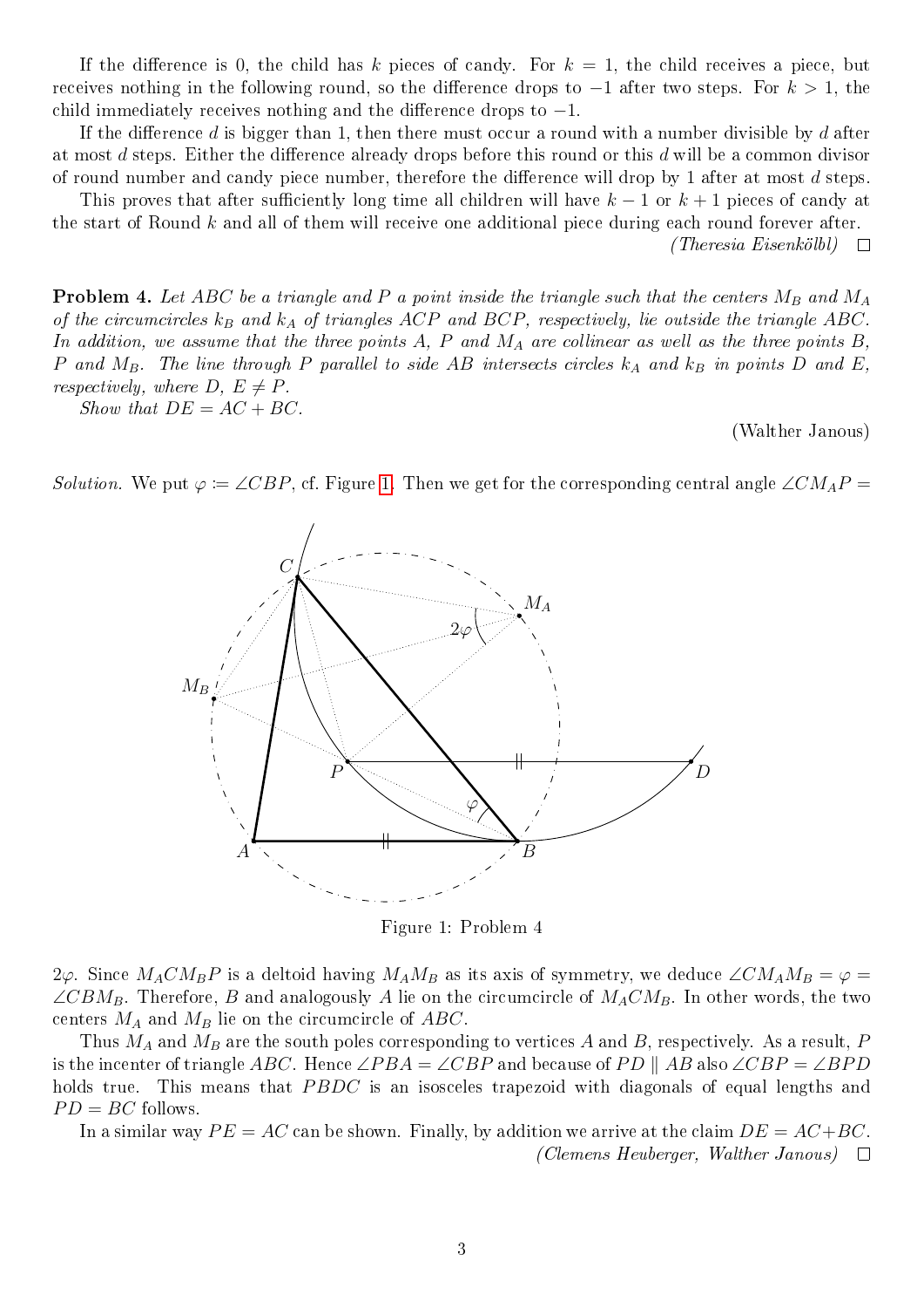If the difference is 0, the child has $k$ pieces of candy. For $k = 1$, the child receives a piece, but receives nothing in the following round, so the difference drops to $-1$ after two steps. For $k > 1$, the child immediately receives nothing and the difference drops to $-1$.

If the difference $d$ is bigger than 1, then there must occur a round with a number divisible by $d$ after at most $d$ steps. Either the difference already drops before this round or this $d$ will be a common divisor of round number and candy piece number, therefore the difference will drop by 1 after at most $d$ steps.

This proves that after sufficiently long time all children will have $k - 1$ or $k + 1$ pieces of candy at the start of Round $k$ and all of them will receive one additional piece during each round forever after.

*(Theresia Eisenkölbl)* □

**Problem 4.** *Let $ABC$ be a triangle and $P$ a point inside the triangle such that the centers $M_B$ and $M_A$ of the circumcircles $k_B$ and $k_A$ of triangles $ACP$ and $BCP$, respectively, lie outside the triangle $ABC$. In addition, we assume that the three points $A$, $P$ and $M_A$ are collinear as well as the three points $B$, $P$ and $M_B$. The line through $P$ parallel to side $AB$ intersects circles $k_A$ and $k_B$ in points $D$ and $E$, respectively, where $D$, $E \neq P$.*

*Show that $DE = AC + BC$.*

(Walther Janous)

*Solution.* We put $\varphi := \angle CBP$, cf. Figure 1. Then we get for the corresponding central angle $\angle CM_AP = 2\varphi$. Since $M_ACM_BP$ is a deltoid having $M_AM_B$ as its axis of symmetry, we deduce $\angle CM_AM_B = \varphi = \angle CBM_B$. Therefore, $B$ and analogously $A$ lie on the circumcircle of $M_ACM_B$. In other words, the two centers $M_A$ and $M_B$ lie on the circumcircle of $ABC$.

Figure 1: Problem 4

Thus $M_A$ and $M_B$ are the south poles corresponding to vertices $A$ and $B$, respectively. As a result, $P$ is the incenter of triangle $ABC$. Hence $\angle PBA = \angle CBP$ and because of $PD \parallel AB$ also $\angle CBP = \angle BPD$ holds true. This means that $PBDC$ is an isosceles trapezoid with diagonals of equal lengths and $PD = BC$ follows.

In a similar way $PE = AC$ can be shown. Finally, by addition we arrive at the claim $DE = AC+BC$.

*(Clemens Heuberger, Walther Janous)* □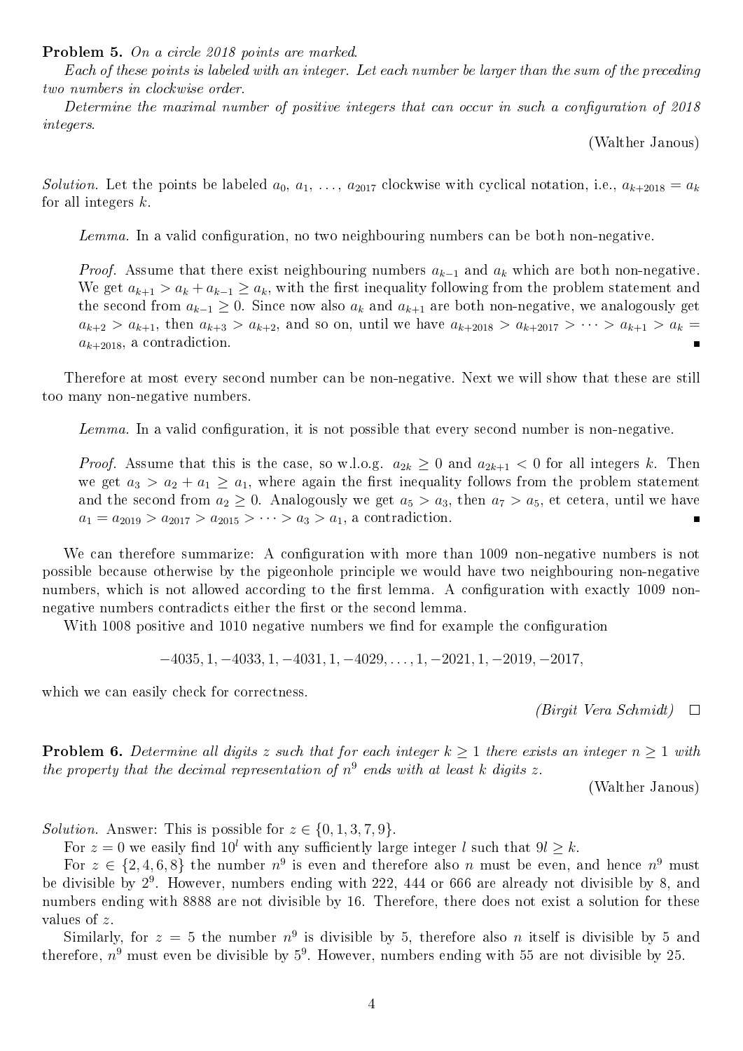**Problem 5.** *On a circle 2018 points are marked.*

*Each of these points is labeled with an integer. Let each number be larger than the sum of the preceding two numbers in clockwise order.*

*Determine the maximal number of positive integers that can occur in such a configuration of 2018 integers.*

(Walther Janous)

*Solution.* Let the points be labeled $a_0, a_1, \ldots, a_{2017}$ clockwise with cyclical notation, i.e., $a_{k+2018} = a_k$ for all integers $k$.

*Lemma.* In a valid configuration, no two neighbouring numbers can be both non-negative.

*Proof.* Assume that there exist neighbouring numbers $a_{k-1}$ and $a_k$ which are both non-negative. We get $a_{k+1} > a_k + a_{k-1} \geq a_k$, with the first inequality following from the problem statement and the second from $a_{k-1} \geq 0$. Since now also $a_k$ and $a_{k+1}$ are both non-negative, we analogously get $a_{k+2} > a_{k+1}$, then $a_{k+3} > a_{k+2}$, and so on, until we have $a_{k+2018} > a_{k+2017} > \cdots > a_{k+1} > a_k = a_{k+2018}$, a contradiction. ∎

Therefore at most every second number can be non-negative. Next we will show that these are still too many non-negative numbers.

*Lemma.* In a valid configuration, it is not possible that every second number is non-negative.

*Proof.* Assume that this is the case, so w.l.o.g. $a_{2k} \geq 0$ and $a_{2k+1} < 0$ for all integers $k$. Then we get $a_3 > a_2 + a_1 \geq a_1$, where again the first inequality follows from the problem statement and the second from $a_2 \geq 0$. Analogously we get $a_5 > a_3$, then $a_7 > a_5$, et cetera, until we have $a_1 = a_{2019} > a_{2017} > a_{2015} > \cdots > a_3 > a_1$, a contradiction. ∎

We can therefore summarize: A configuration with more than 1009 non-negative numbers is not possible because otherwise by the pigeonhole principle we would have two neighbouring non-negative numbers, which is not allowed according to the first lemma. A configuration with exactly 1009 non-negative numbers contradicts either the first or the second lemma.

With 1008 positive and 1010 negative numbers we find for example the configuration

$$-4035, 1, -4033, 1, -4031, 1, -4029, \ldots, 1, -2021, 1, -2019, -2017,$$

which we can easily check for correctness.

*(Birgit Vera Schmidt)* □

**Problem 6.** *Determine all digits $z$ such that for each integer $k \geq 1$ there exists an integer $n \geq 1$ with the property that the decimal representation of $n^9$ ends with at least $k$ digits $z$.*

(Walther Janous)

*Solution.* Answer: This is possible for $z \in \{0, 1, 3, 7, 9\}$.

For $z = 0$ we easily find $10^l$ with any sufficiently large integer $l$ such that $9l \geq k$.

For $z \in \{2, 4, 6, 8\}$ the number $n^9$ is even and therefore also $n$ must be even, and hence $n^9$ must be divisible by $2^9$. However, numbers ending with 222, 444 or 666 are already not divisible by 8, and numbers ending with 8888 are not divisible by 16. Therefore, there does not exist a solution for these values of $z$.

Similarly, for $z = 5$ the number $n^9$ is divisible by 5, therefore also $n$ itself is divisible by 5 and therefore, $n^9$ must even be divisible by $5^9$. However, numbers ending with 55 are not divisible by 25.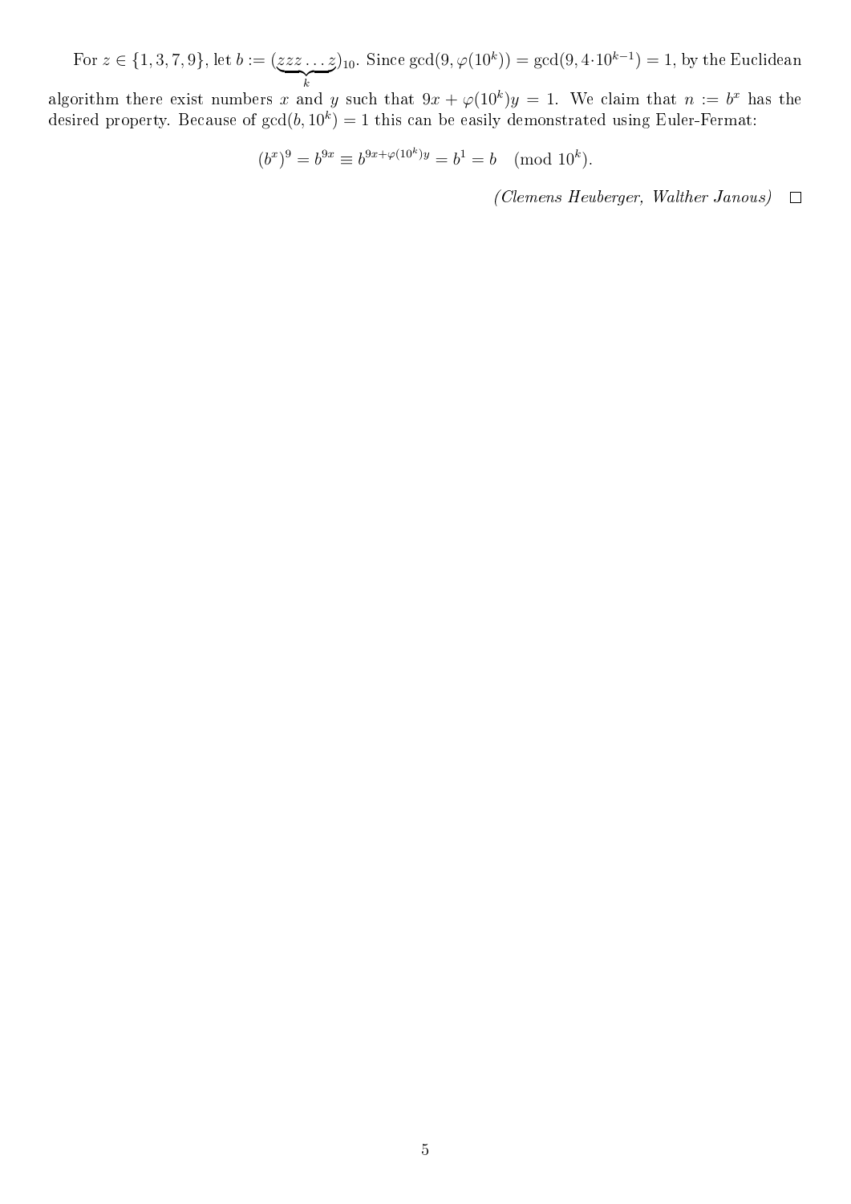For $z \in \{1, 3, 7, 9\}$, let $b := (\underbrace{zzz \ldots z}_{k})_{10}$. Since $\gcd(9, \varphi(10^k)) = \gcd(9, 4 \cdot 10^{k-1}) = 1$, by the Euclidean algorithm there exist numbers $x$ and $y$ such that $9x + \varphi(10^k)y = 1$. We claim that $n := b^x$ has the desired property. Because of $\gcd(b, 10^k) = 1$ this can be easily demonstrated using Euler-Fermat:

$$(b^x)^9 = b^{9x} \equiv b^{9x+\varphi(10^k)y} = b^1 = b \pmod{10^k}.$$

*(Clemens Heuberger, Walther Janous)* □